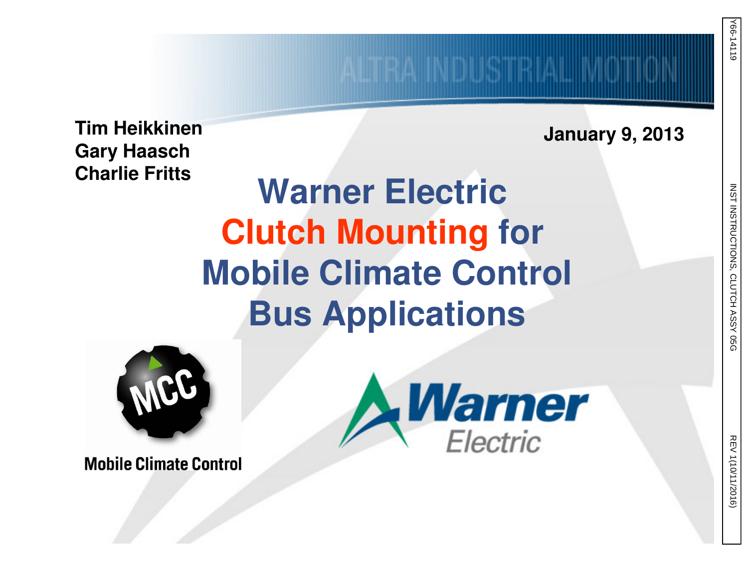Tim Heikkinen
Gary Haasch
Charlie Fritts

January 9, 2013

# Warner Electric Clutch Mounting for Mobile Climate Control Bus Applications

Mobile Climate Control

Warner Electric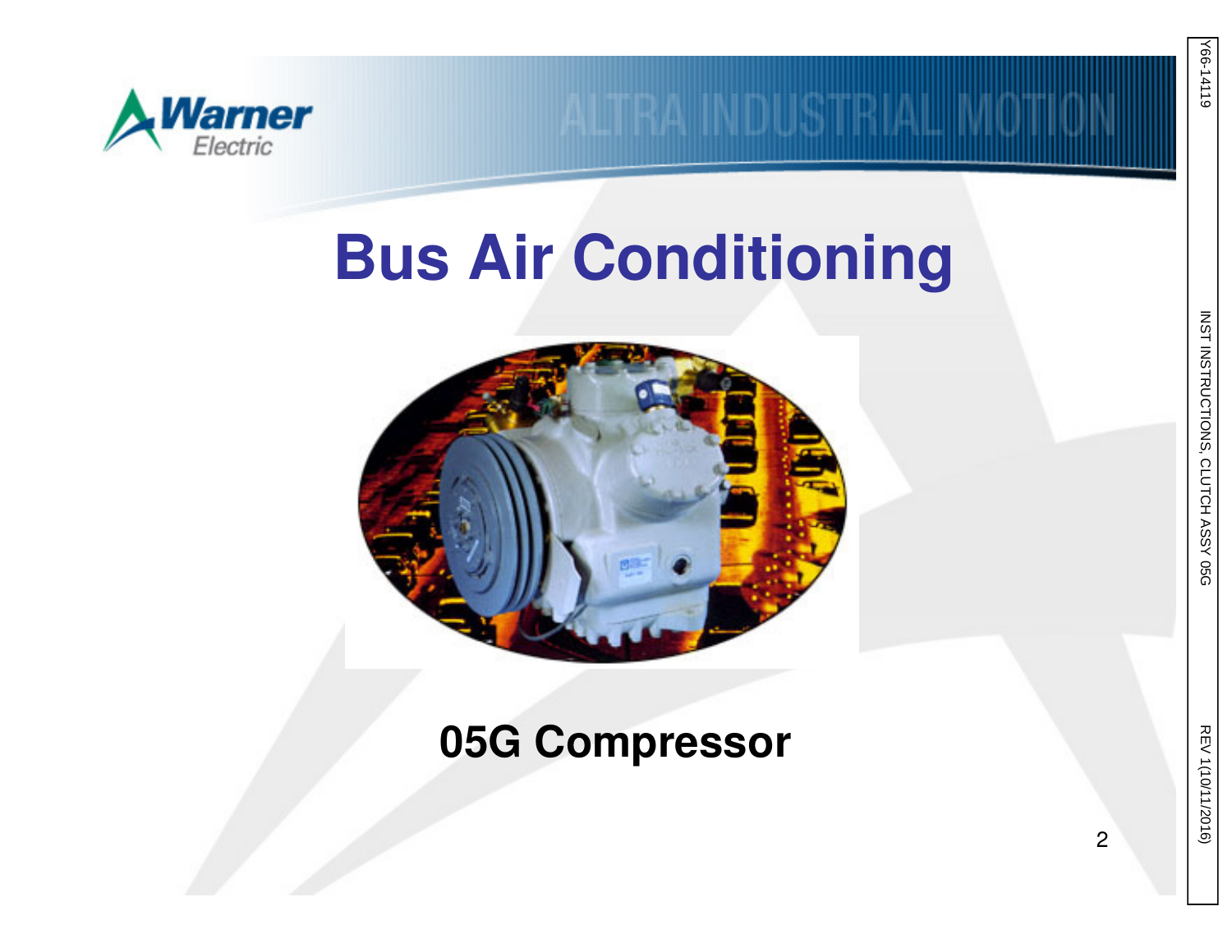# Bus Air Conditioning

## 05G Compressor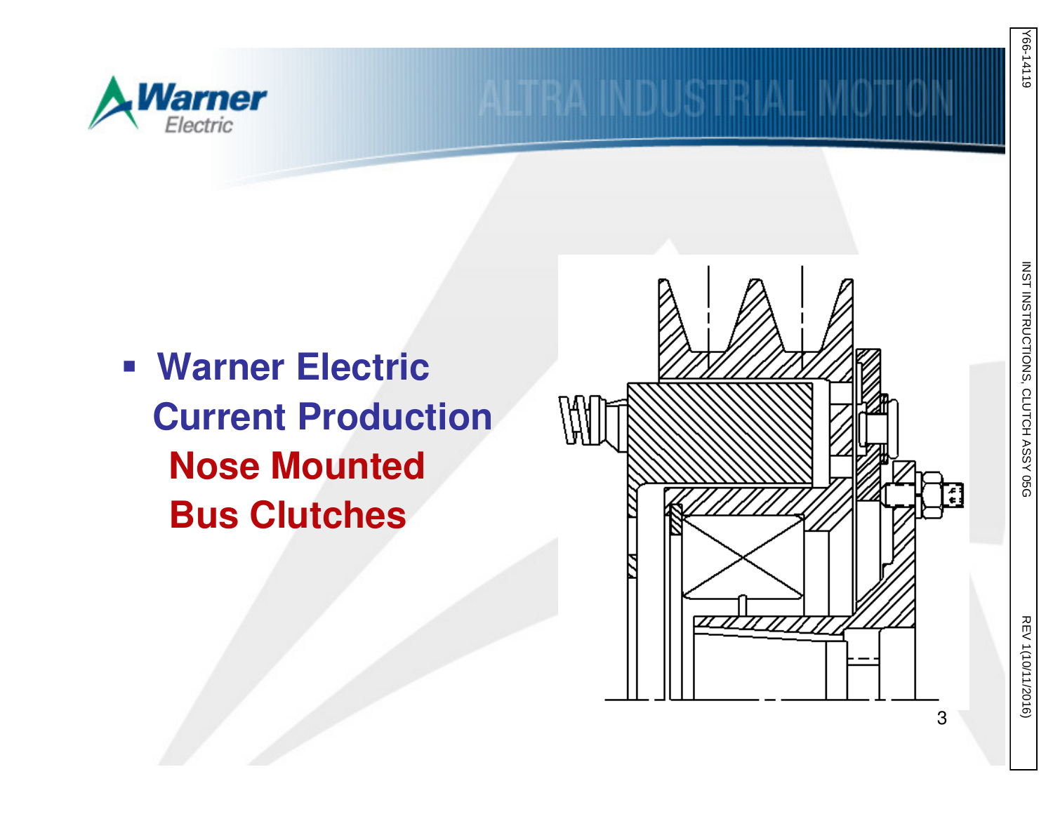- **Warner Electric Current Production Nose Mounted Bus Clutches**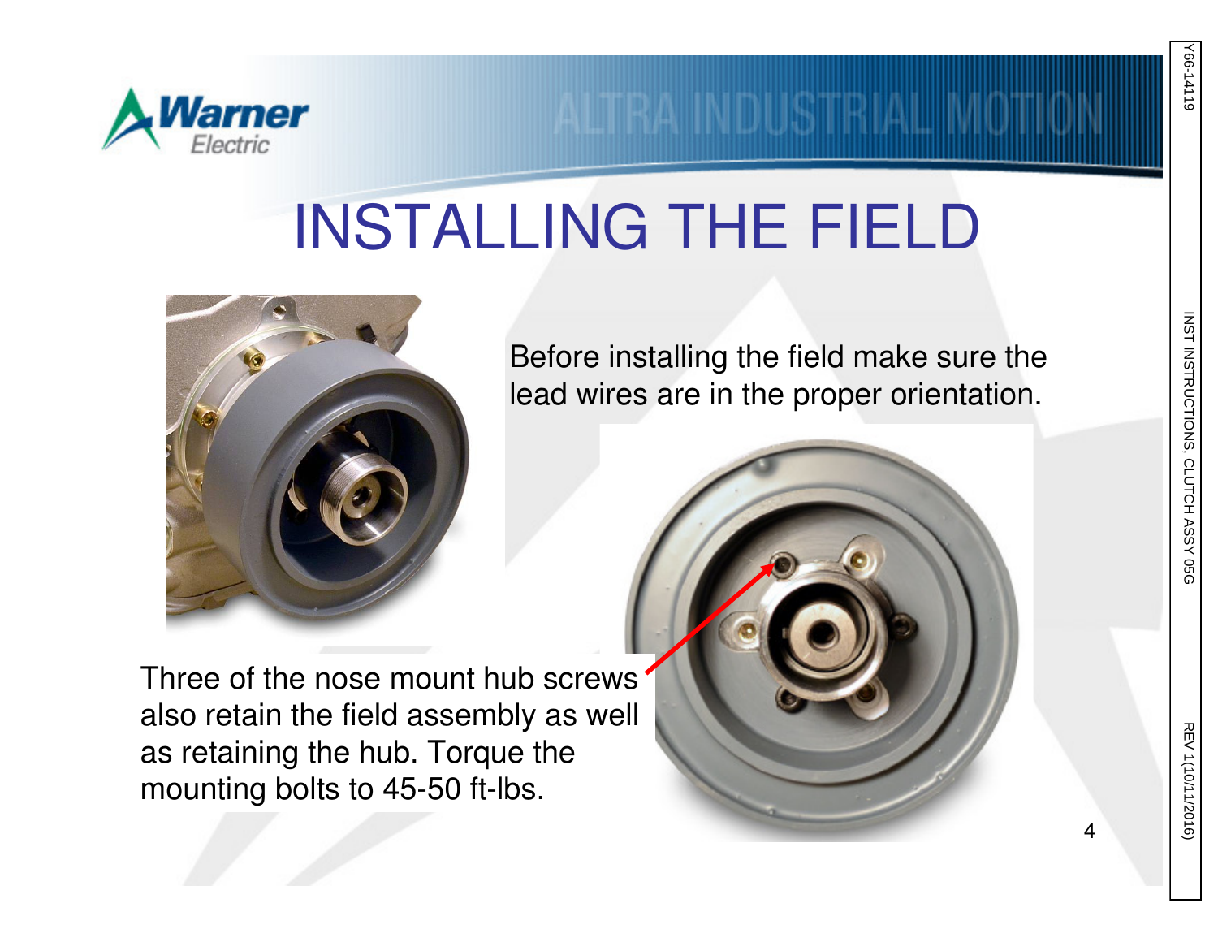# INSTALLING THE FIELD

Before installing the field make sure the lead wires are in the proper orientation.

Three of the nose mount hub screws also retain the field assembly as well as retaining the hub. Torque the mounting bolts to 45-50 ft-lbs.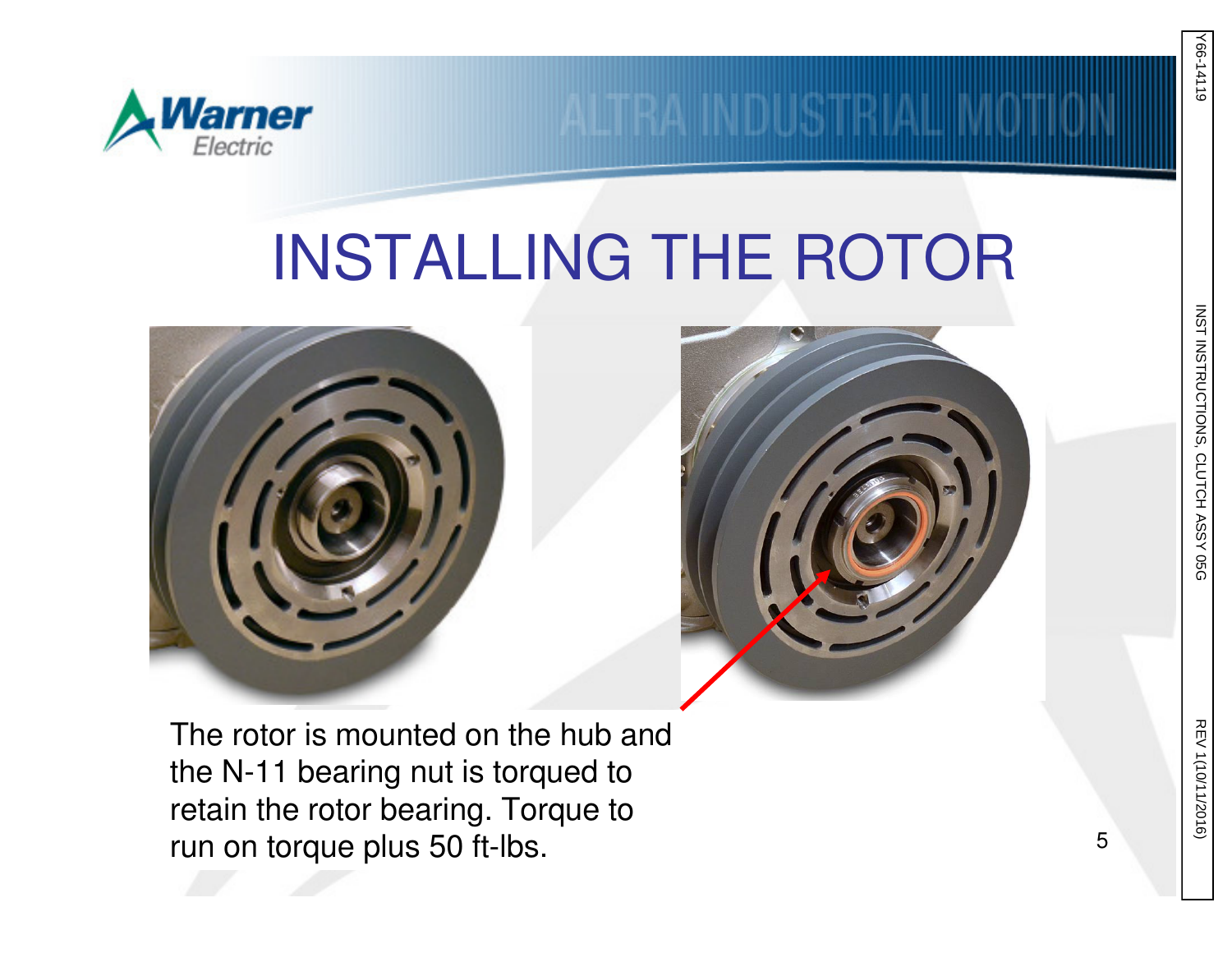# INSTALLING THE ROTOR

The rotor is mounted on the hub and the N-11 bearing nut is torqued to retain the rotor bearing. Torque to run on torque plus 50 ft-lbs.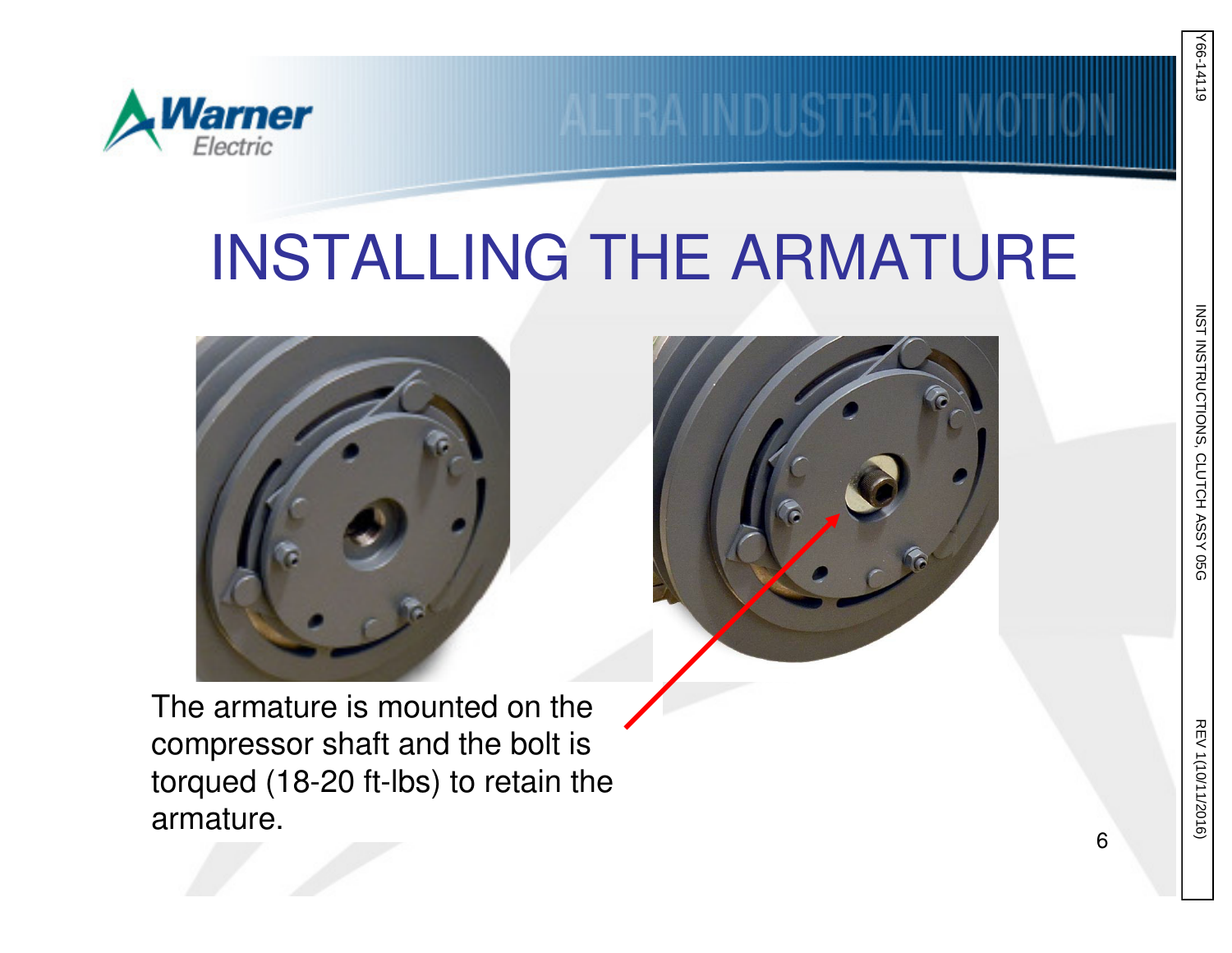# INSTALLING THE ARMATURE

The armature is mounted on the compressor shaft and the bolt is torqued (18-20 ft-lbs) to retain the armature.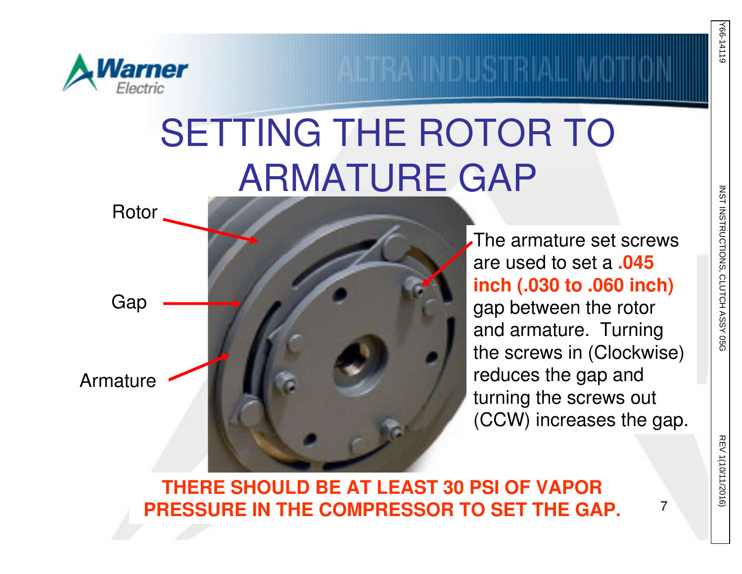# SETTING THE ROTOR TO ARMATURE GAP

Rotor

Gap

Armature

The armature set screws are used to set a **.045 inch (.030 to .060 inch)** gap between the rotor and armature. Turning the screws in (Clockwise) reduces the gap and turning the screws out (CCW) increases the gap.

**THERE SHOULD BE AT LEAST 30 PSI OF VAPOR PRESSURE IN THE COMPRESSOR TO SET THE GAP.**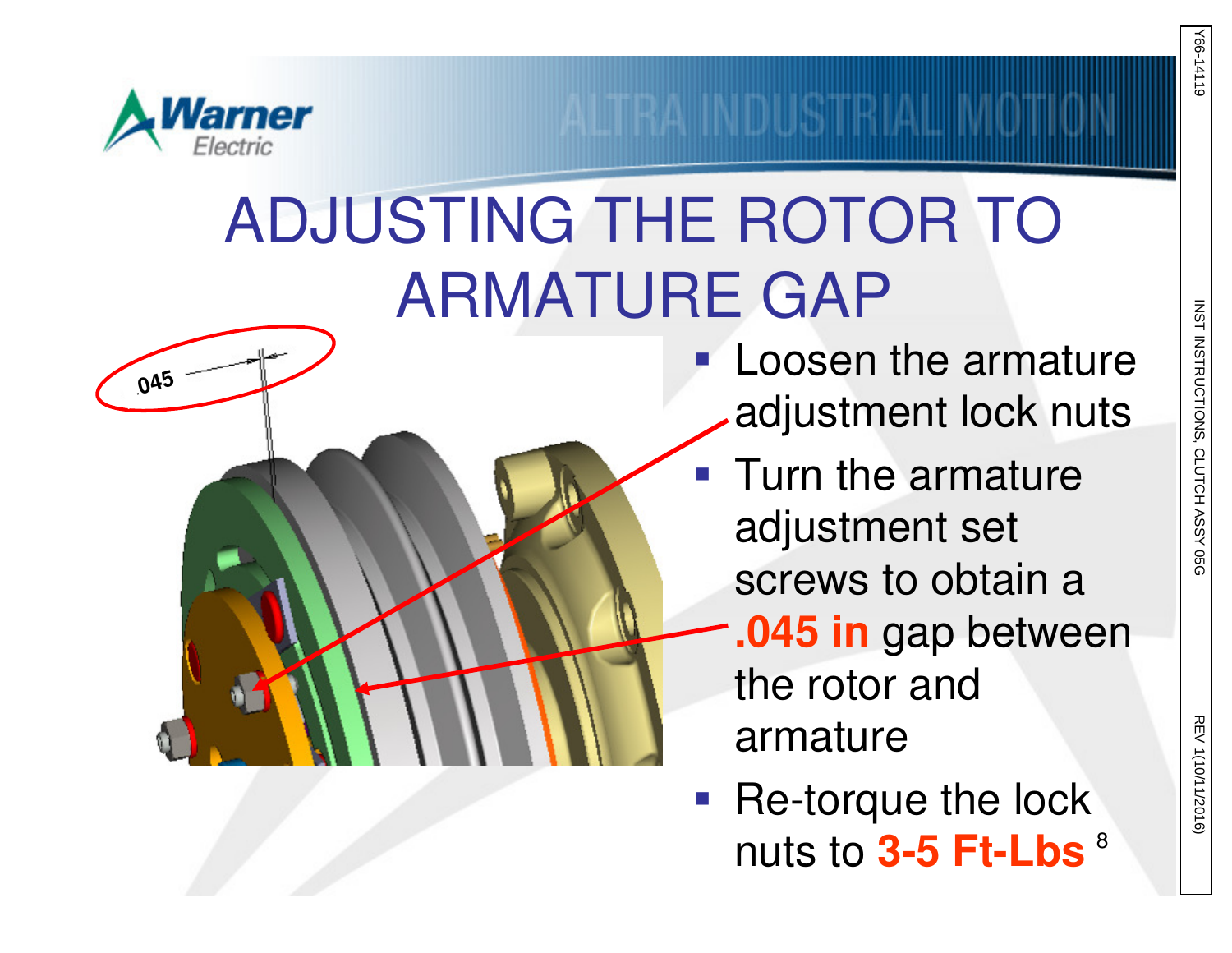# ADJUSTING THE ROTOR TO ARMATURE GAP

- Loosen the armature adjustment lock nuts
- Turn the armature adjustment set screws to obtain a **.045 in** gap between the rotor and armature
- Re-torque the lock nuts to **3-5 Ft-Lbs**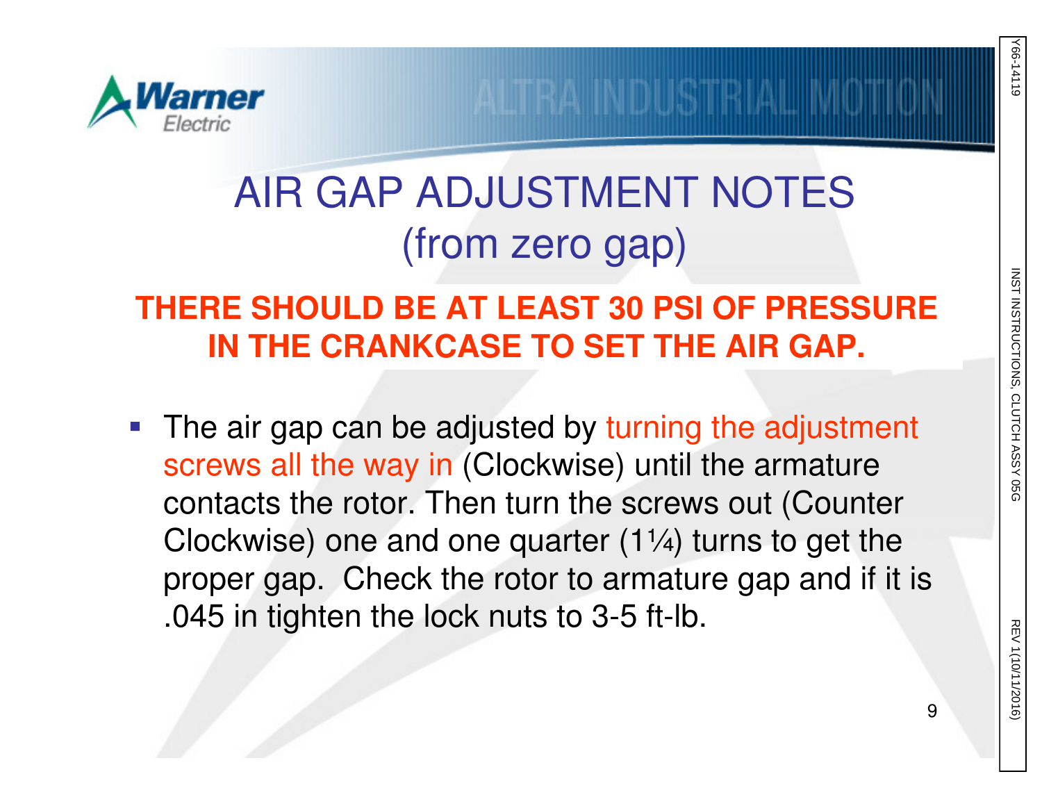# AIR GAP ADJUSTMENT NOTES (from zero gap)

**THERE SHOULD BE AT LEAST 30 PSI OF PRESSURE IN THE CRANKCASE TO SET THE AIR GAP.**

- The air gap can be adjusted by turning the adjustment screws all the way in (Clockwise) until the armature contacts the rotor. Then turn the screws out (Counter Clockwise) one and one quarter (1¼) turns to get the proper gap. Check the rotor to armature gap and if it is .045 in tighten the lock nuts to 3-5 ft-lb.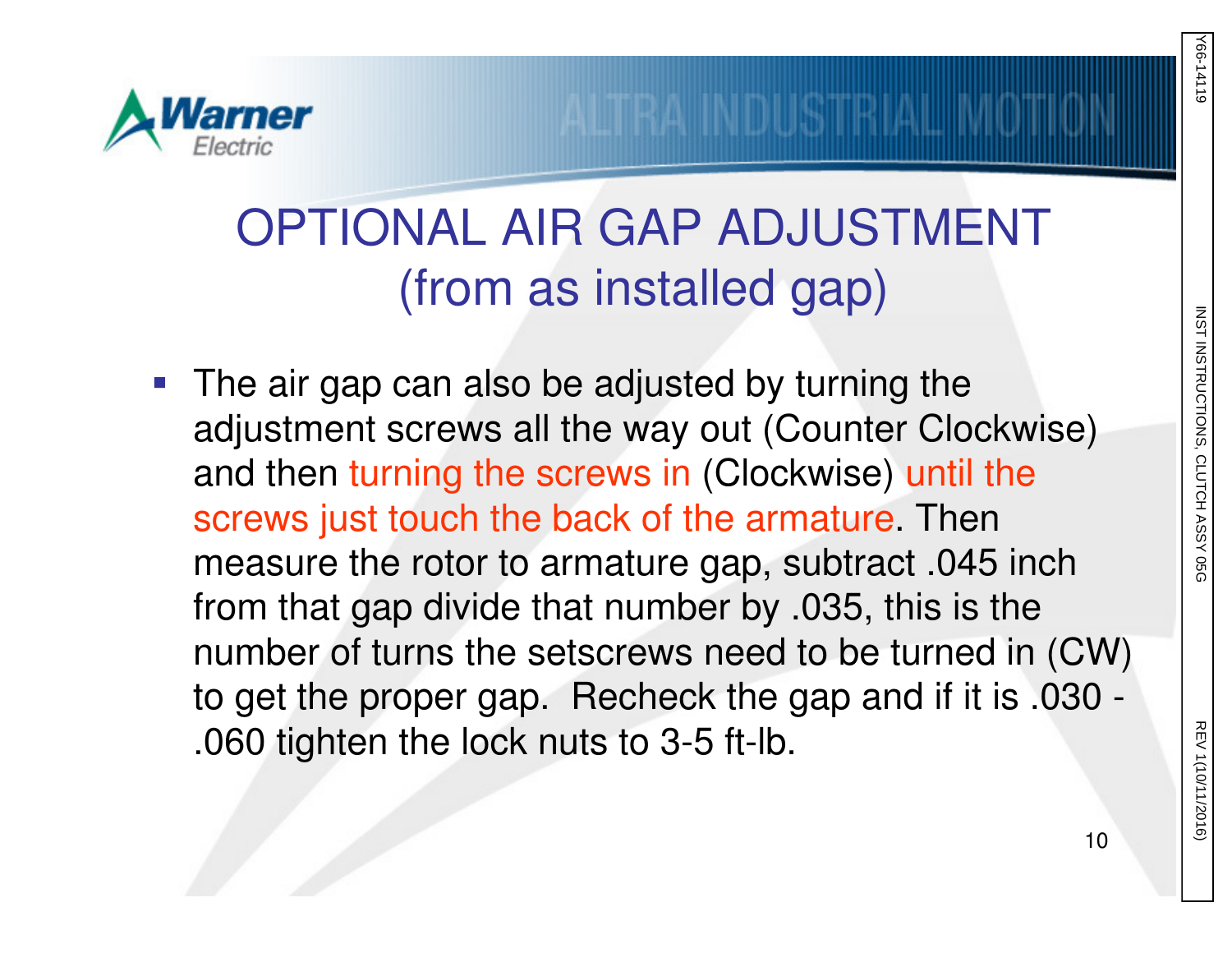# OPTIONAL AIR GAP ADJUSTMENT (from as installed gap)

- The air gap can also be adjusted by turning the adjustment screws all the way out (Counter Clockwise) and then turning the screws in (Clockwise) until the screws just touch the back of the armature. Then measure the rotor to armature gap, subtract .045 inch from that gap divide that number by .035, this is the number of turns the setscrews need to be turned in (CW) to get the proper gap. Recheck the gap and if it is .030 - .060 tighten the lock nuts to 3-5 ft-lb.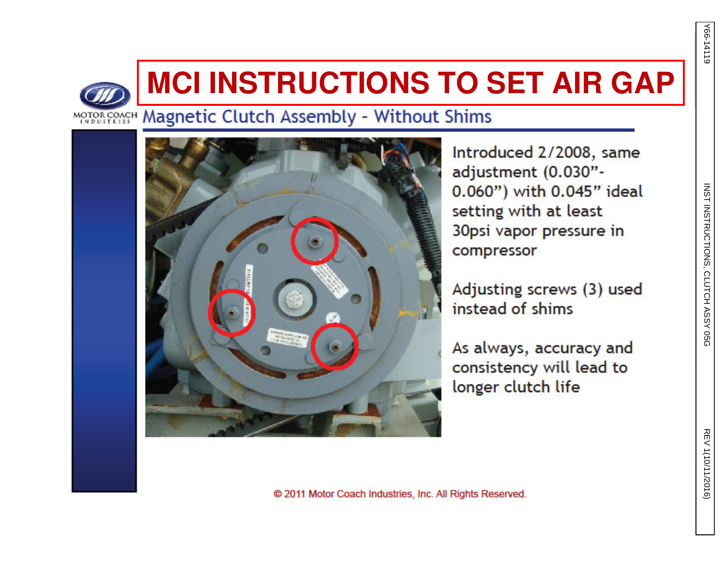# MCI INSTRUCTIONS TO SET AIR GAP

## Magnetic Clutch Assembly - Without Shims

Introduced 2/2008, same adjustment (0.030"-0.060") with 0.045" ideal setting with at least 30psi vapor pressure in compressor

Adjusting screws (3) used instead of shims

As always, accuracy and consistency will lead to longer clutch life

© 2011 Motor Coach Industries, Inc. All Rights Reserved.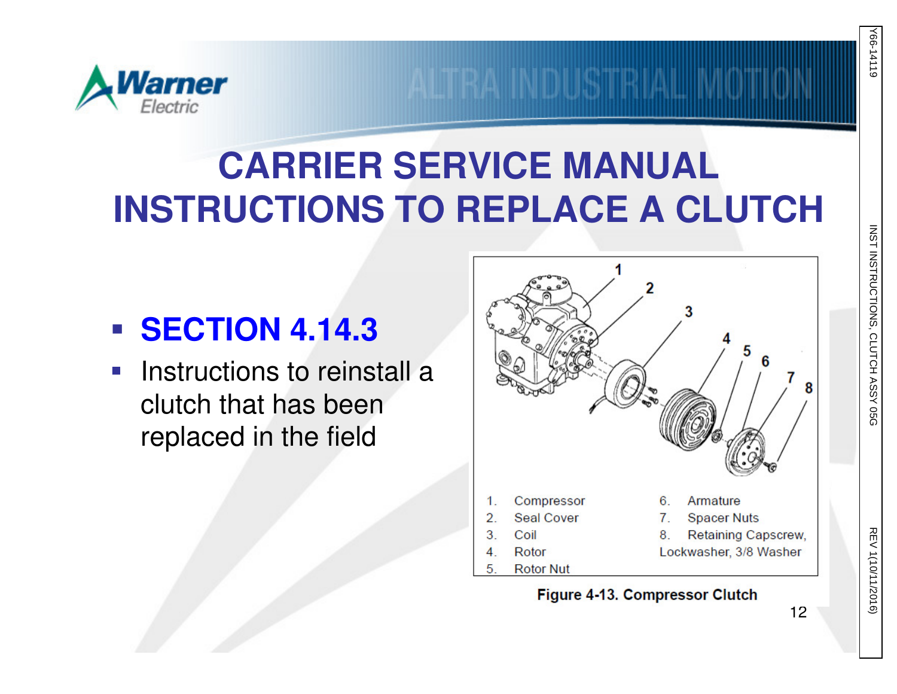# CARRIER SERVICE MANUAL INSTRUCTIONS TO REPLACE A CLUTCH

- **SECTION 4.14.3**
- Instructions to reinstall a clutch that has been replaced in the field

1. Compressor
2. Seal Cover
3. Coil
4. Rotor
5. Rotor Nut
6. Armature
7. Spacer Nuts
8. Retaining Capscrew, Lockwasher, 3/8 Washer

**Figure 4-13. Compressor Clutch**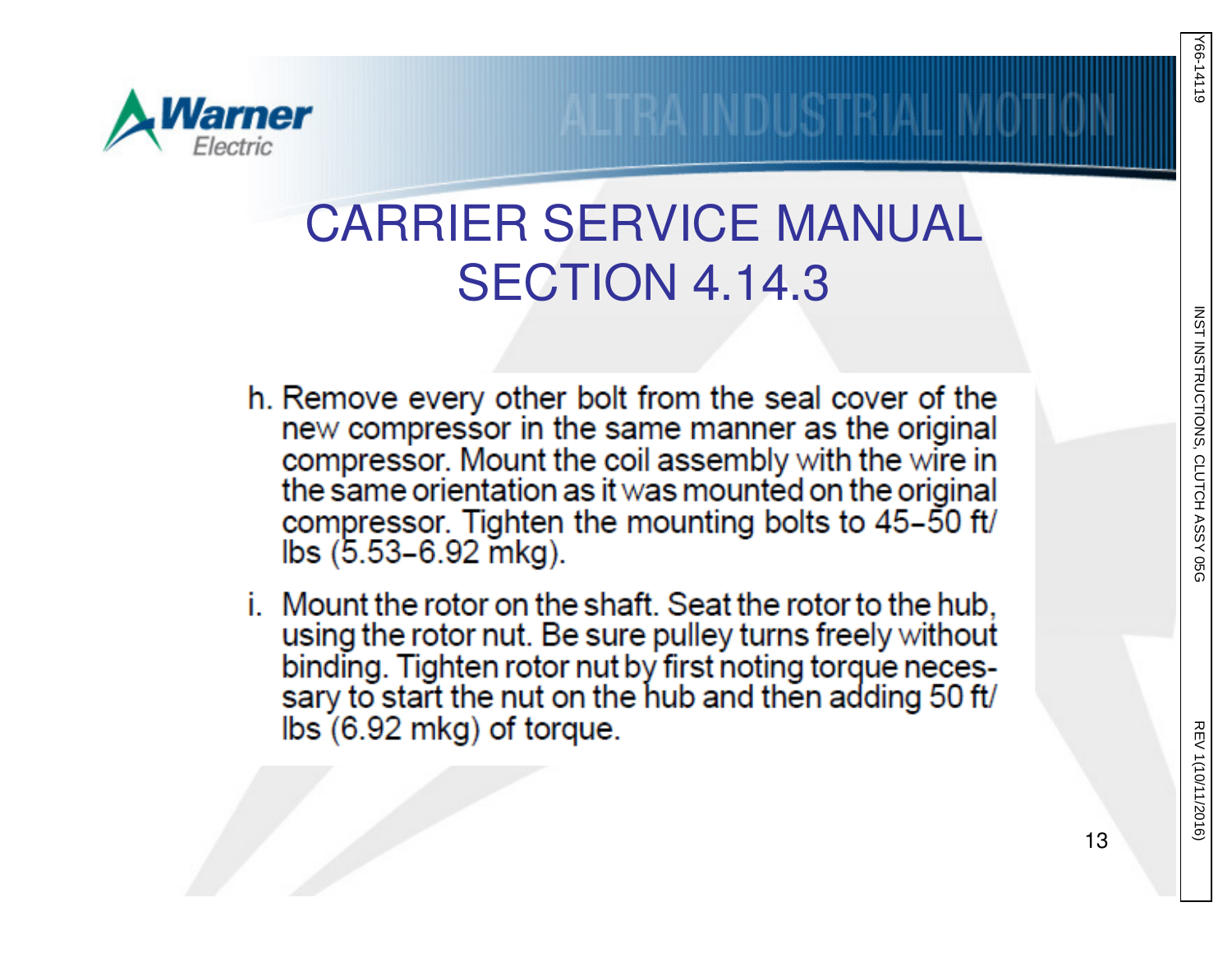# CARRIER SERVICE MANUAL SECTION 4.14.3

h. Remove every other bolt from the seal cover of the new compressor in the same manner as the original compressor. Mount the coil assembly with the wire in the same orientation as it was mounted on the original compressor. Tighten the mounting bolts to 45–50 ft/lbs (5.53–6.92 mkg).

i. Mount the rotor on the shaft. Seat the rotor to the hub, using the rotor nut. Be sure pulley turns freely without binding. Tighten rotor nut by first noting torque necessary to start the nut on the hub and then adding 50 ft/lbs (6.92 mkg) of torque.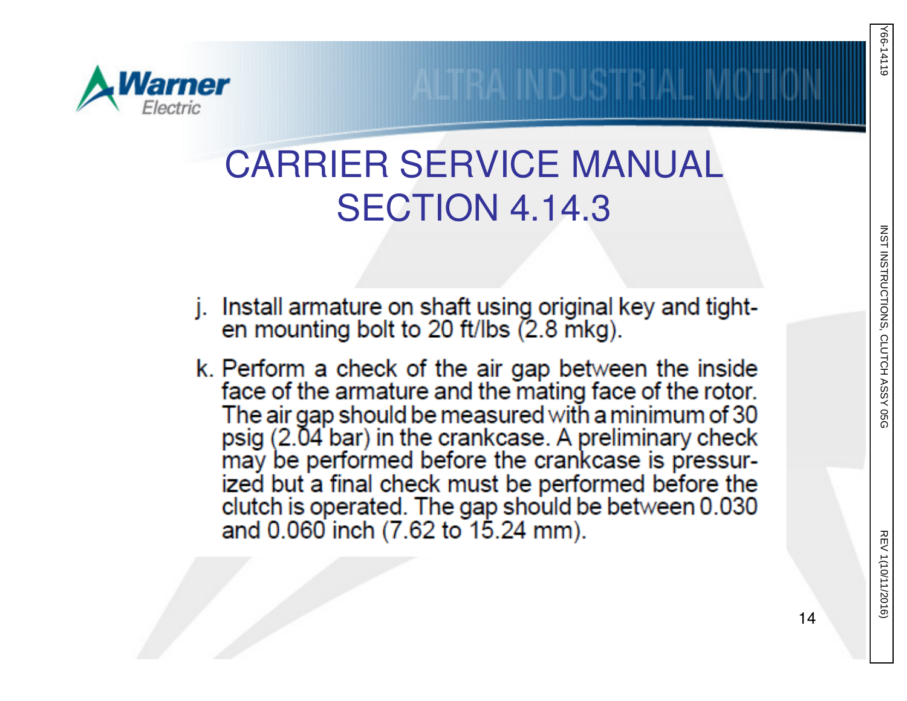# CARRIER SERVICE MANUAL SECTION 4.14.3

j. Install armature on shaft using original key and tighten mounting bolt to 20 ft/lbs (2.8 mkg).

k. Perform a check of the air gap between the inside face of the armature and the mating face of the rotor. The air gap should be measured with a minimum of 30 psig (2.04 bar) in the crankcase. A preliminary check may be performed before the crankcase is pressurized but a final check must be performed before the clutch is operated. The gap should be between 0.030 and 0.060 inch (7.62 to 15.24 mm).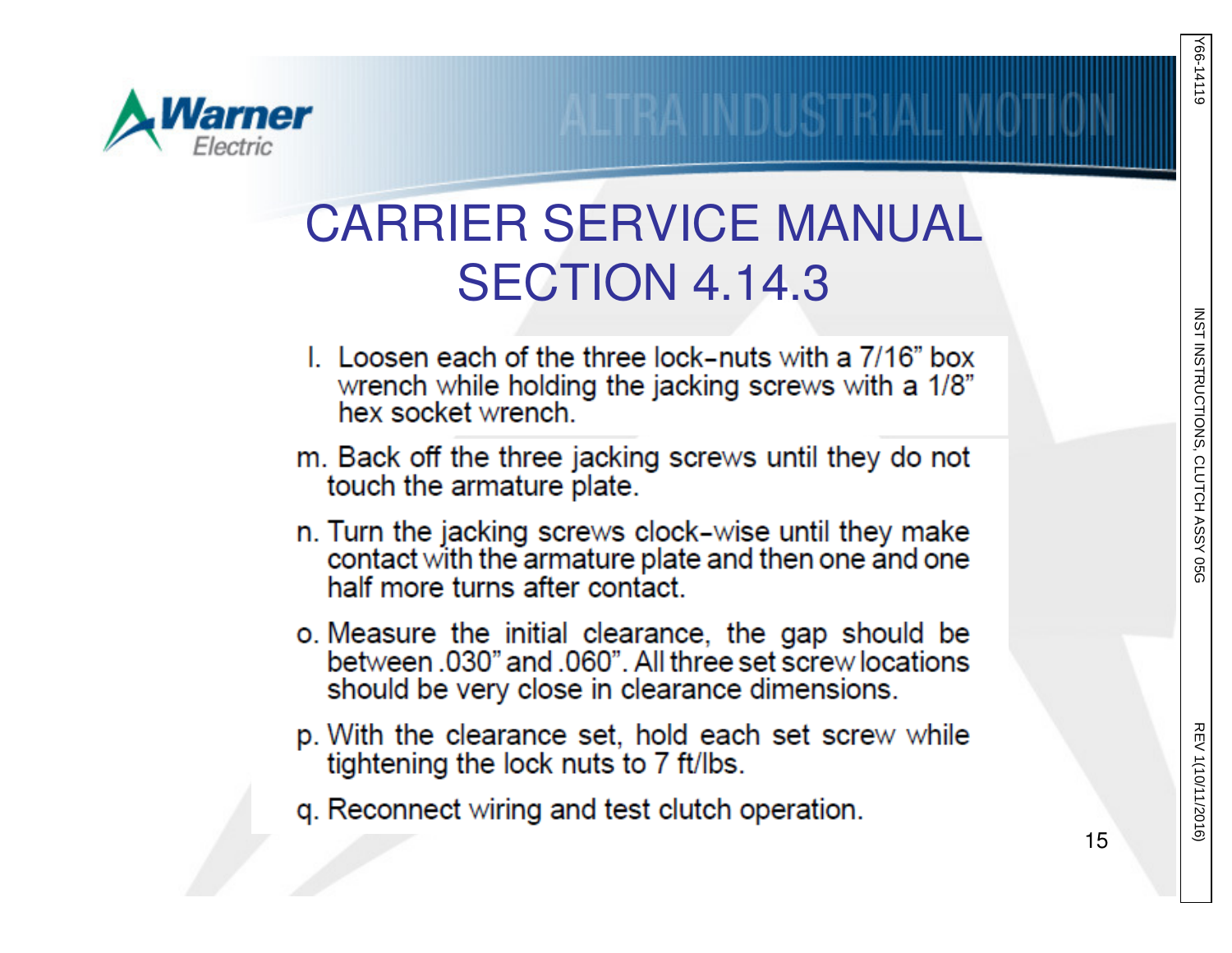# CARRIER SERVICE MANUAL SECTION 4.14.3

l. Loosen each of the three lock-nuts with a 7/16" box wrench while holding the jacking screws with a 1/8" hex socket wrench.

m. Back off the three jacking screws until they do not touch the armature plate.

n. Turn the jacking screws clock-wise until they make contact with the armature plate and then one and one half more turns after contact.

o. Measure the initial clearance, the gap should be between .030" and .060". All three set screw locations should be very close in clearance dimensions.

p. With the clearance set, hold each set screw while tightening the lock nuts to 7 ft/lbs.

q. Reconnect wiring and test clutch operation.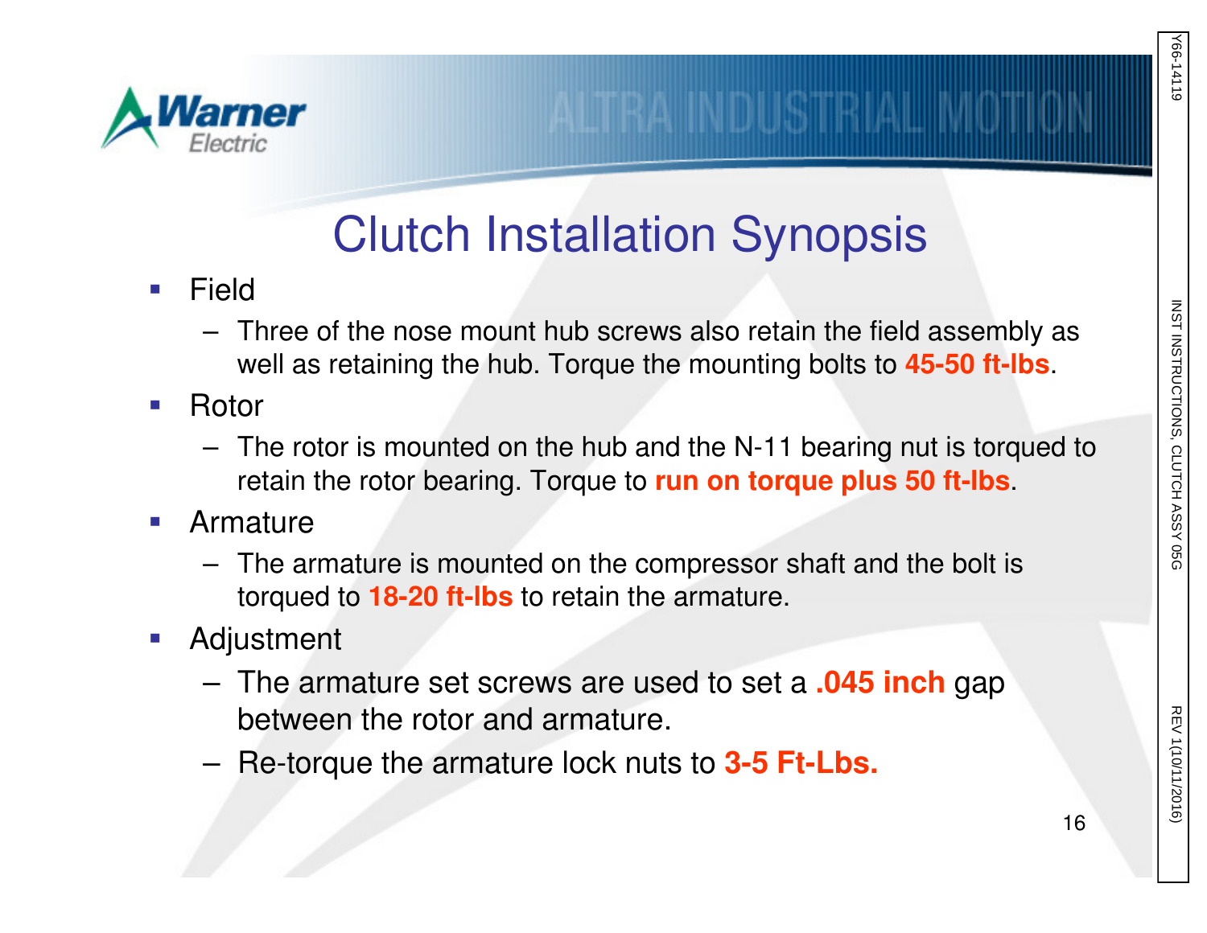# Clutch Installation Synopsis

- Field
  - Three of the nose mount hub screws also retain the field assembly as well as retaining the hub. Torque the mounting bolts to **45-50 ft-lbs**.
- Rotor
  - The rotor is mounted on the hub and the N-11 bearing nut is torqued to retain the rotor bearing. Torque to **run on torque plus 50 ft-lbs**.
- Armature
  - The armature is mounted on the compressor shaft and the bolt is torqued to **18-20 ft-lbs** to retain the armature.
- Adjustment
  - The armature set screws are used to set a **.045 inch** gap between the rotor and armature.
  - Re-torque the armature lock nuts to **3-5 Ft-Lbs.**